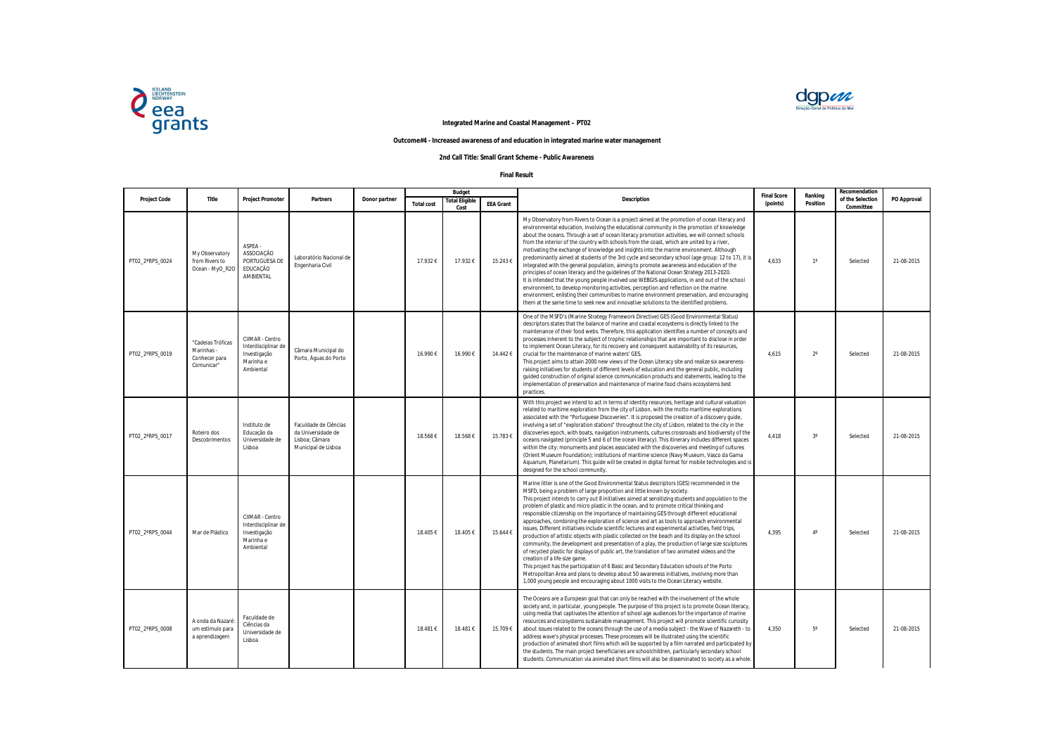**Integrated Marine and Coastal Management – PT02**

**Outcome#4 - Increased awareness of and education in integrated marine water management**

**2nd Call Title: Small Grant Scheme - Public Awareness**

**Final Result**

| Project Code | Title | Project Promoter | Partners | Donor partner | Budget | | | Description | Final Score (points) | Ranking Position | Recomendation of the Selection Committee | PO Approval |
|---|---|---|---|---|---|---|---|---|---|---|---|---|
| | | | | | Total cost | Total Eligible Cost | EEA Grant | | | | | |
| PT02_2ªRPS_0024 | My Observatory from Rivers to Ocean - MyO_R2O | ASPEA - ASSOCIAÇÃO PORTUGUESA DE EDUCAÇÃO AMBIENTAL | Laboratório Nacional de Engenharia Civil | | 17.932 € | 17.932 € | 15.243 € | My Observatory from Rivers to Ocean is a project aimed at the promotion of ocean literacy and environmental education, involving the educational community in the promotion of knowledge about the oceans. Through a set of ocean literacy promotion activities, we will connect schools from the interior of the country with schools from the coast, which are united by a river, motivating the exchange of knowledge and insights into the marine environment. Although predominantly aimed at students of the 3rd cycle and secondary school (age group: 12 to 17), it is integrated with the general population, aiming to promote awareness and education of the principles of ocean literacy and the guidelines of the National Ocean Strategy 2013-2020. It is intended that the young people involved use WEBGIS applications, in and out of the school environment, to develop monitoring activities, perception and reflection on the marine environment, enlisting their communities to marine environment preservation, and encouraging them at the same time to seek new and innovative solutions to the identified problems. | 4,633 | 1º | Selected | 21-08-2015 |
| PT02_2ªRPS_0019 | "Cadeias Tróficas Marinhas - Conhecer para Comunicar" | CIIMAR - Centro Interdisciplinar de Investigação Marinha e Ambiental | Câmara Municipal do Porto, Águas do Porto | | 16.990 € | 16.990 € | 14.442 € | One of the MSFD's (Marine Strategy Framework Directive) GES (Good Environmental Status) descriptors states that the balance of marine and coastal ecosystems is directly linked to the maintenance of their food webs. Therefore, this application identifies a number of concepts and processes inherent to the subject of trophic relationships that are important to disclose in order to implement Ocean Literacy, for its recovery and consequent sustainability of its resources, crucial for the maintenance of marine waters' GES. This project aims to attain 2000 new views of the Ocean Literacy site and realize six awareness-raising initiatives for students of different levels of education and the general public, including guided construction of original science communication products and statements, leading to the implementation of preservation and maintenance of marine food chains ecosystems best practices. | 4,615 | 2º | Selected | 21-08-2015 |
| PT02_2ªRPS_0017 | Roteiro dos Descobrimentos | Instituto de Educação da Universidade de Lisboa | Faculdade de Ciências da Universidade de Lisboa; Câmara Municipal de Lisboa | | 18.568 € | 18.568 € | 15.783 € | With this project we intend to act in terms of identity resources, heritage and cultural valuation related to maritime exploration from the city of Lisbon, with the motto maritime explorations associated with the "Portuguese Discoveries". It is proposed the creation of a discovery guide, involving a set of "exploration stations" throughout the city of Lisbon, related to the city in the discoveries epoch, with boats, navigation instruments, cultures crossroads and biodiversity of the oceans navigated (principle 5 and 6 of the ocean literacy). This itinerary includes different spaces within the city: monuments and places associated with the discoveries and meeting of cultures (Orient Museum Foundation); institutions of maritime science (Navy Museum, Vasco da Gama Aquarium, Planetarium). This guide will be created in digital format for mobile technologies and is designed for the school community. | 4,418 | 3º | Selected | 21-08-2015 |
| PT02_2ªRPS_0044 | Mar de Plástico | CIIMAR - Centro Interdisciplinar de Investigação Marinha e Ambiental | | | 18.405 € | 18.405 € | 15.644 € | Marine litter is one of the Good Environmental Status descriptors (GES) recommended in the MSFD, being a problem of large proportion and little known by society. This project intends to carry out 8 initiatives aimed at sensitizing students and population to the problem of plastic and micro plastic in the ocean, and to promote critical thinking and responsible citizenship on the importance of maintaining GES through different educational approaches, combining the exploration of science and art as tools to approach environmental issues. Different initiatives include scientific lectures and experimental activities, field trips, production of artistic objects with plastic collected on the beach and its display on the school community, the development and presentation of a play, the production of large size sculptures of recycled plastic for displays of public art, the translation of two animated videos and the creation of a life size game. This project has the participation of 6 Basic and Secondary Education schools of the Porto Metropolitan Area and plans to develop about 50 awareness initiatives, involving more than 1,000 young people and encouraging about 1000 visits to the Ocean Literacy website. | 4,395 | 4º | Selected | 21-08-2015 |
| PT02_2ªRPS_0008 | A onda da Nazaré: um estímulo para a aprendizagem | Faculdade de Ciências da Universidade de Lisboa | | | 18.481 € | 18.481 € | 15.709 € | The Oceans are a European goal that can only be reached with the involvement of the whole society and, in particular, young people. The purpose of this project is to promote Ocean literacy, using media that captivates the attention of school age audiences for the importance of marine resources and ecosystems sustainable management. This project will promote scientific curiosity about issues related to the oceans through the use of a media subject - the Wave of Nazareth - to address wave's physical processes. These processes will be illustrated using the scientific production of animated short films which will be supported by a film narrated and participated by the students. The main project beneficiaries are schoolchildren, particularly secondary school students. Communication via animated short films will also be disseminated to society as a whole. | 4,350 | 5º | Selected | 21-08-2015 |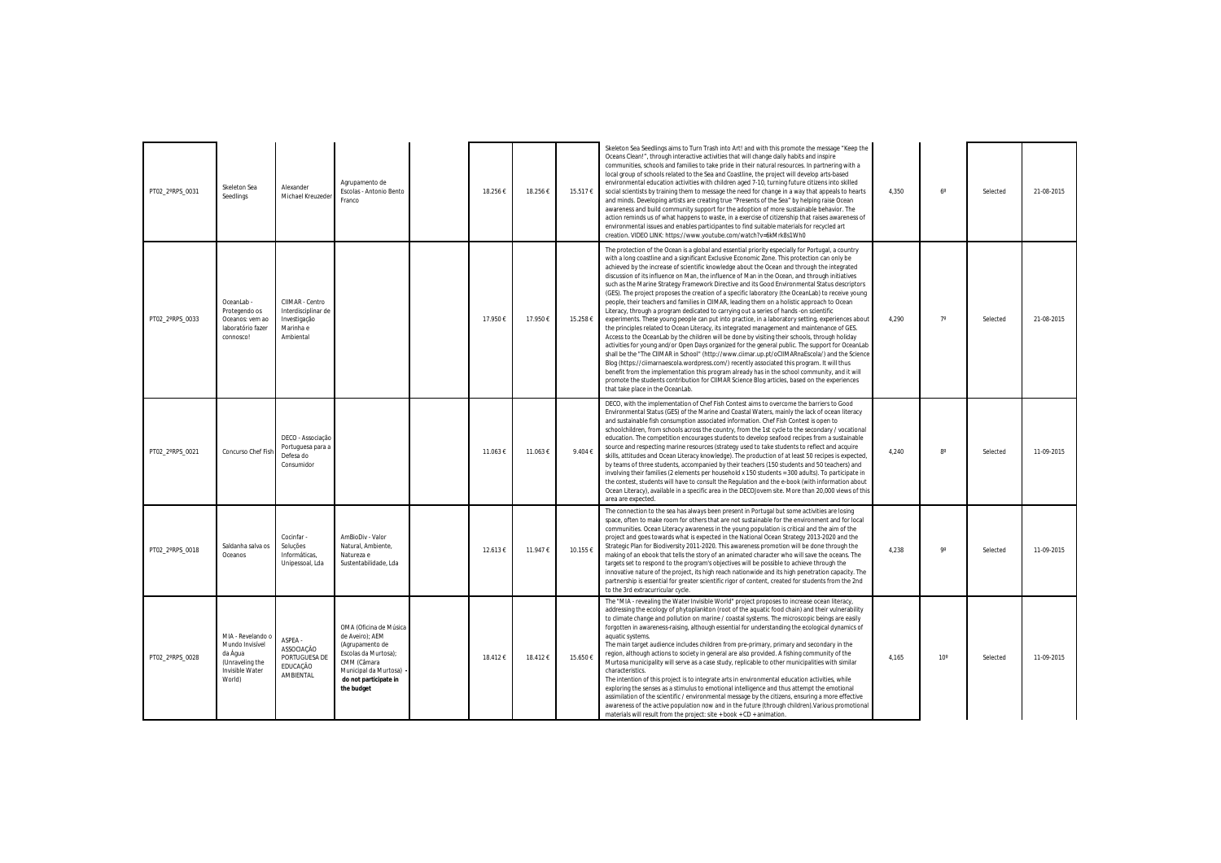| | | | | | | | | | | | | |
|---|---|---|---|---|---|---|---|---|---|---|---|---|
| PT02_2ªRPS_0031 | Skeleton Sea Seedlings | Alexander Michael Kreuzeder | Agrupamento de Escolas - Antonio Bento Franco | | 18.256 € | 18.256 € | 15.517 € | Skeleton Sea Seedlings aims to Turn Trash into Art! and with this promote the message "Keep the Oceans Clean!", through interactive activities that will change daily habits and inspire communities, schools and families to take pride in their natural resources. In partnering with a local group of schools related to the Sea and Coastline, the project will develop arts-based environmental education activities with children aged 7-10, turning future citizens into skilled social scientists by training them to message the need for change in a way that appeals to hearts and minds. Developing artists are creating true "Presents of the Sea" by helping raise Ocean awareness and build community support for the adoption of more sustainable behavior. The action reminds us of what happens to waste, in a exercise of citizenship that raises awareness of environmental issues and enables participantes to find suitable materials for recycled art creation. VIDEO LINK: https://www.youtube.com/watch?v=6kMrk8s1Wh0 | 4,350 | 6º | Selected | 21-08-2015 |
| PT02_2ªRPS_0033 | OceanLab - Protegendo os Oceanos: vem ao laboratório fazer connosco! | CIIMAR - Centro Interdisciplinar de Investigação Marinha e Ambiental | | | 17.950 € | 17.950 € | 15.258 € | The protection of the Ocean is a global and essential priority especially for Portugal, a country with a long coastline and a significant Exclusive Economic Zone. This protection can only be achieved by the increase of scientific knowledge about the Ocean and through the integrated discussion of its influence on Man, the influence of Man in the Ocean, and through initiatives such as the Marine Strategy Framework Directive and its Good Environmental Status descriptors (GES). The project proposes the creation of a specific laboratory (the OceanLab) to receive young people, their teachers and families in CIIMAR, leading them on a holistic approach to Ocean Literacy, through a program dedicated to carrying out a series of hands -on scientific experiments. These young people can put into practice, in a laboratory setting, experiences about the principles related to Ocean Literacy, its integrated management and maintenance of GES. Access to the OceanLab by the children will be done by visiting their schools, through holiday activities for young and/or Open Days organized for the general public. The support for OceanLab shall be the "The CIIMAR in School" (http://www.ciimar.up.pt/oCIIMARnaEscola/) and the Science Blog (https://ciimarnaescola.wordpress.com/) recently associated this program. It will thus benefit from the implementation this program already has in the school community, and it will promote the students contribution for CIIMAR Science Blog articles, based on the experiences that take place in the OceanLab. | 4,290 | 7º | Selected | 21-08-2015 |
| PT02_2ªRPS_0021 | Concurso Chef Fish | DECO - Associação Portuguesa para a Defesa do Consumidor | | | 11.063 € | 11.063 € | 9.404 € | DECO, with the implementation of Chef Fish Contest aims to overcome the barriers to Good Environmental Status (GES) of the Marine and Coastal Waters, mainly the lack of ocean literacy and sustainable fish consumption associated information. Chef Fish Contest is open to schoolchildren, from schools across the country, from the 1st cycle to the secondary / vocational education. The competition encourages students to develop seafood recipes from a sustainable source and respecting marine resources (strategy used to take students to reflect and acquire skills, attitudes and Ocean Literacy knowledge). The production of at least 50 recipes is expected, by teams of three students, accompanied by their teachers (150 students and 50 teachers) and involving their families (2 elements per household x 150 students = 300 adults). To participate in the contest, students will have to consult the Regulation and the e-book (with information about Ocean Literacy), available in a specific area in the DECOJovem site. More than 20,000 views of this area are expected. | 4,240 | 8º | Selected | 11-09-2015 |
| PT02_2ªRPS_0018 | Saldanha salva os Oceanos | Cocinfar - Soluções Informáticas, Unipessoal, Lda | AmBioDiv - Valor Natural, Ambiente, Natureza e Sustentabilidade, Lda | | 12.613 € | 11.947 € | 10.155 € | The connection to the sea has always been present in Portugal but some activities are losing space, often to make room for others that are not sustainable for the environment and for local communities. Ocean Literacy awareness in the young population is critical and the aim of the project and goes towards what is expected in the National Ocean Strategy 2013-2020 and the Strategic Plan for Biodiversity 2011-2020. This awareness promotion will be done through the making of an ebook that tells the story of an animated character who will save the oceans. The targets set to respond to the program's objectives will be possible to achieve through the innovative nature of the project, its high reach nationwide and its high penetration capacity. The partnership is essential for greater scientific rigor of content, created for students from the 2nd to the 3rd extracurricular cycle. | 4,238 | 9º | Selected | 11-09-2015 |
| PT02_2ªRPS_0028 | MIA - Revelando o Mundo Invisível da Água (Unraveling the Invisible Water World) | ASPEA - ASSOCIAÇÃO PORTUGUESA DE EDUCAÇÃO AMBIENTAL | OMA (Oficina de Música de Aveiro); AEM (Agrupamento de Escolas da Murtosa); CMM (Câmara Municipal da Murtosa) - **do not participate in the budget** | | 18.412 € | 18.412 € | 15.650 € | The "MIA - revealing the Water Invisible World" project proposes to increase ocean literacy, addressing the ecology of phytoplankton (root of the aquatic food chain) and their vulnerability to climate change and pollution on marine / coastal systems. The microscopic beings are easily forgotten in awareness-raising, although essential for understanding the ecological dynamics of aquatic systems.<br>The main target audience includes children from pre-primary, primary and secondary in the region, although actions to society in general are also provided. A fishing community of the Murtosa municipality will serve as a case study, replicable to other municipalities with similar characteristics.<br>The intention of this project is to integrate arts in environmental education activities, while exploring the senses as a stimulus to emotional intelligence and thus attempt the emotional assimilation of the scientific / environmental message by the citizens, ensuring a more effective awareness of the active population now and in the future (through children).Various promotional materials will result from the project: site + book + CD + animation. | 4,165 | 10º | Selected | 11-09-2015 |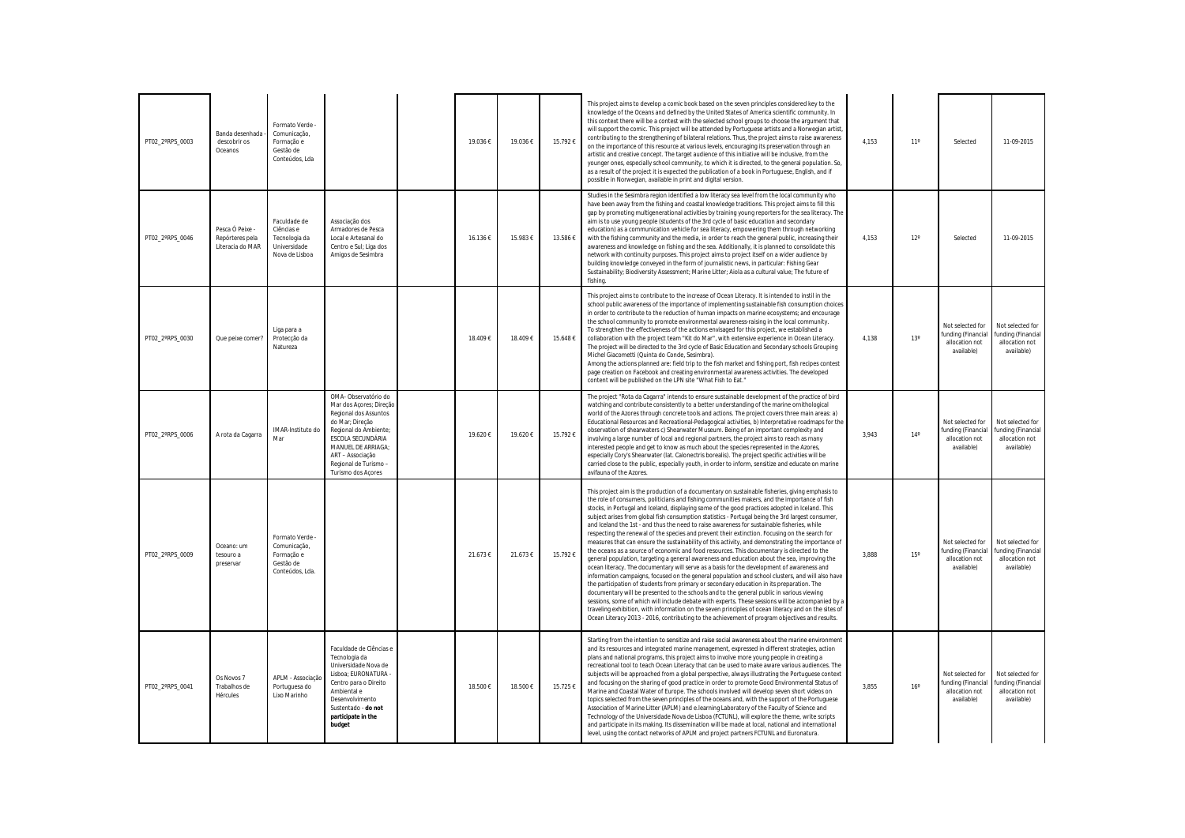| | | | | | | | | | | | | |
|---|---|---|---|---|---|---|---|---|---|---|---|---|
| PT02_2ªRPS_0003 | Banda desenhada - descobrir os Oceanos | Formato Verde - Comunicação, Formação e Gestão de Conteúdos, Lda | | | 19.036 € | 19.036 € | 15.792 € | This project aims to develop a comic book based on the seven principles considered key to the knowledge of the Oceans and defined by the United States of America scientific community. In this context there will be a contest with the selected school groups to choose the argument that will support the comic. This project will be attended by Portuguese artists and a Norwegian artist, contributing to the strengthening of bilateral relations. Thus, the project aims to raise awareness on the importance of this resource at various levels, encouraging its preservation through an artistic and creative concept. The target audience of this initiative will be inclusive, from the younger ones, especially school community, to which it is directed, to the general population. So, as a result of the project it is expected the publication of a book in Portuguese, English, and if possible in Norwegian, available in print and digital version. | 4,153 | 11º | Selected | 11-09-2015 |
| PT02_2ªRPS_0046 | Pesca Ó Peixe - Repórteres pela Literacia do MAR | Faculdade de Ciências e Tecnologia da Universidade Nova de Lisboa | Associação dos Armadores de Pesca Local e Artesanal do Centro e Sul; Liga dos Amigos de Sesimbra | | 16.136 € | 15.983 € | 13.586 € | Studies in the Sesimbra region identified a low literacy sea level from the local community who have been away from the fishing and coastal knowledge traditions. This project aims to fill this gap by promoting multigenerational activities by training young reporters for the sea literacy. The aim is to use young people (students of the 3rd cycle of basic education and secondary education) as a communication vehicle for sea literacy, empowering them through networking with the fishing community and the media, in order to reach the general public, increasing their awareness and knowledge on fishing and the sea. Additionally, it is planned to consolidate this network with continuity purposes. This project aims to project itself on a wider audience by building knowledge conveyed in the form of journalistic news, in particular: Fishing Gear Sustainability; Biodiversity Assessment; Marine Litter; Aiola as a cultural value; The future of fishing. | 4,153 | 12º | Selected | 11-09-2015 |
| PT02_2ªRPS_0030 | Que peixe comer? | Liga para a Protecção da Natureza | | | 18.409 € | 18.409 € | 15.648 € | This project aims to contribute to the increase of Ocean Literacy. It is intended to instil in the school public awareness of the importance of implementing sustainable fish consumption choices in order to contribute to the reduction of human impacts on marine ecosystems; and encourage the school community to promote environmental awareness-raising in the local community. To strengthen the effectiveness of the actions envisaged for this project, we established a collaboration with the project team "Kit do Mar", with extensive experience in Ocean Literacy. The project will be directed to the 3rd cycle of Basic Education and Secondary schools Grouping Michel Giacometti (Quinta do Conde, Sesimbra). Among the actions planned are: field trip to the fish market and fishing port, fish recipes contest page creation on Facebook and creating environmental awareness activities. The developed content will be published on the LPN site "What Fish to Eat." | 4,138 | 13º | Not selected for funding (Financial allocation not available) | Not selected for funding (Financial allocation not available) |
| PT02_2ªRPS_0006 | A rota da Cagarra | IMAR-Instituto do Mar | OMA- Observatório do Mar dos Açores; Direção Regional dos Assuntos do Mar; Direção Regional do Ambiente; ESCOLA SECUNDÁRIA MANUEL DE ARRIAGA; ART – Associação Regional de Turismo – Turismo dos Açores | | 19.620 € | 19.620 € | 15.792 € | The project "Rota da Cagarra" intends to ensure sustainable development of the practice of bird watching and contribute consistently to a better understanding of the marine ornithological world of the Azores through concrete tools and actions. The project covers three main areas: a) Educational Resources and Recreational-Pedagogical activities, b) Interpretative roadmaps for the observation of shearwaters c) Shearwater Museum. Being of an important complexity and involving a large number of local and regional partners, the project aims to reach as many interested people and get to know as much about the species represented in the Azores, especially Cory's Shearwater (lat. Calonectris borealis). The project specific activities will be carried close to the public, especially youth, in order to inform, sensitize and educate on marine avifauna of the Azores. | 3,943 | 14º | Not selected for funding (Financial allocation not available) | Not selected for funding (Financial allocation not available) |
| PT02_2ªRPS_0009 | Oceano: um tesouro a preservar | Formato Verde - Comunicação, Formação e Gestão de Conteúdos, Lda. | | | 21.673 € | 21.673 € | 15.792 € | This project aim is the production of a documentary on sustainable fisheries, giving emphasis to the role of consumers, politicians and fishing communities makers, and the importance of fish stocks, in Portugal and Iceland, displaying some of the good practices adopted in Iceland. This subject arises from global fish consumption statistics - Portugal being the 3rd largest consumer, and Iceland the 1st - and thus the need to raise awareness for sustainable fisheries, while respecting the renewal of the species and prevent their extinction. Focusing on the search for measures that can ensure the sustainability of this activity, and demonstrating the importance of the oceans as a source of economic and food resources. This documentary is directed to the general population, targeting a general awareness and education about the sea, improving the ocean literacy. The documentary will serve as a basis for the development of awareness and information campaigns, focused on the general population and school clusters, and will also have the participation of students from primary or secondary education in its preparation. The documentary will be presented to the schools and to the general public in various viewing sessions, some of which will include debate with experts. These sessions will be accompanied by a traveling exhibition, with information on the seven principles of ocean literacy and on the sites of Ocean Literacy 2013 - 2016, contributing to the achievement of program objectives and results. | 3,888 | 15º | Not selected for funding (Financial allocation not available) | Not selected for funding (Financial allocation not available) |
| PT02_2ªRPS_0041 | Os Novos 7 Trabalhos de Hércules | APLM - Associação Portuguesa do Lixo Marinho | Faculdade de Ciências e Tecnologia da Universidade Nova de Lisboa; EURONATURA - Centro para o Direito Ambiental e Desenvolvimento Sustentado - **do not participate in the budget** | | 18.500 € | 18.500 € | 15.725 € | Starting from the intention to sensitize and raise social awareness about the marine environment and its resources and integrated marine management, expressed in different strategies, action plans and national programs, this project aims to involve more young people in creating a recreational tool to teach Ocean Literacy that can be used to make aware various audiences. The subjects will be approached from a global perspective, always illustrating the Portuguese context and focusing on the sharing of good practice in order to promote Good Environmental Status of Marine and Coastal Water of Europe. The schools involved will develop seven short videos on topics selected from the seven principles of the oceans and, with the support of the Portuguese Association of Marine Litter (APLM) and e.learning Laboratory of the Faculty of Science and Technology of the Universidade Nova de Lisboa (FCTUNL), will explore the theme, write scripts and participate in its making. Its dissemination will be made at local, national and international level, using the contact networks of APLM and project partners FCTUNL and Euronatura. | 3,855 | 16º | Not selected for funding (Financial allocation not available) | Not selected for funding (Financial allocation not available) |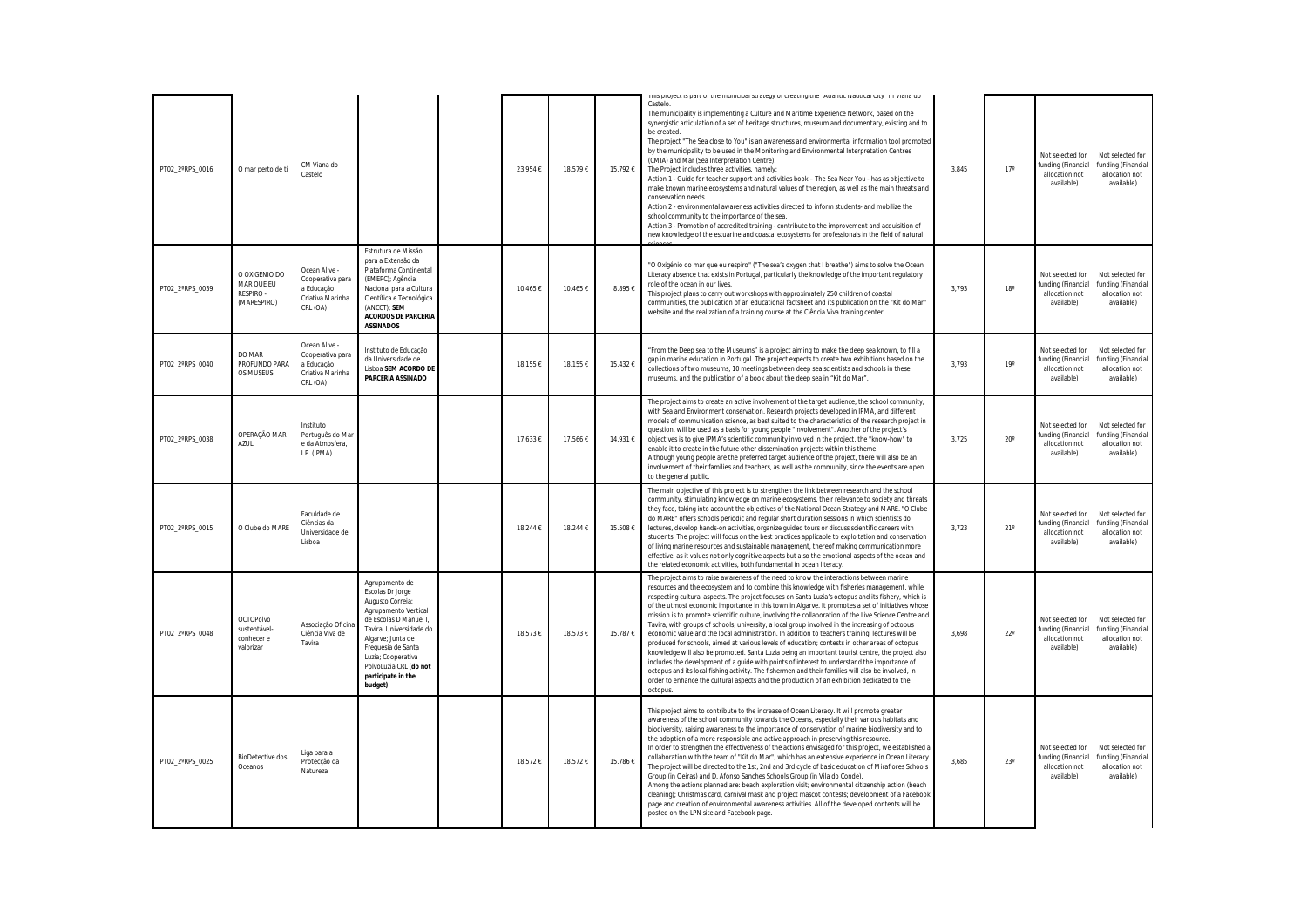| | | | | | | | | | | | | |
|---|---|---|---|---|---|---|---|---|---|---|---|---|
| PT02_2ªRPS_0016 | O mar perto de ti | CM Viana do Castelo | | | 23.954 € | 18.579 € | 15.792 € | This project is part of the municipal strategy of creating the "Atlantic Nautical City" in Viana do Castelo.<br>The municipality is implementing a Culture and Maritime Experience Network, based on the synergistic articulation of a set of heritage structures, museum and documentary, existing and to be created.<br>The project "The Sea close to You" is an awareness and environmental information tool promoted by the municipality to be used in the Monitoring and Environmental Interpretation Centres (CMIA) and Mar (Sea Interpretation Centre).<br>The Project includes three activities, namely:<br>Action 1 - Guide for teacher support and activities book – The Sea Near You - has as objective to make known marine ecosystems and natural values of the region, as well as the main threats and conservation needs.<br>Action 2 - environmental awareness activities directed to inform students- and mobilize the school community to the importance of the sea.<br>Action 3 - Promotion of accredited training - contribute to the improvement and acquisition of new knowledge of the estuarine and coastal ecosystems for professionals in the field of natural sciences. | 3,845 | 17º | Not selected for funding (Financial allocation not available) | Not selected for funding (Financial allocation not available) |
| PT02_2ªRPS_0039 | O OXIGÉNIO DO MAR QUE EU RESPIRO - (MARESPIRO) | Ocean Alive - Cooperativa para a Educação Criativa Marinha CRL (OA) | Estrutura de Missão para a Extensão da Plataforma Continental (EMEPC); Agência Nacional para a Cultura Científica e Tecnológica (ANCCT); **SEM ACORDOS DE PARCERIA ASSINADOS** | | 10.465 € | 10.465 € | 8.895 € | "O Oxigénio do mar que eu respiro" ("The sea's oxygen that I breathe") aims to solve the Ocean Literacy absence that exists in Portugal, particularly the knowledge of the important regulatory role of the ocean in our lives.<br>This project plans to carry out workshops with approximately 250 children of coastal communities, the publication of an educational factsheet and its publication on the "Kit do Mar" website and the realization of a training course at the Ciência Viva training center. | 3,793 | 18º | Not selected for funding (Financial allocation not available) | Not selected for funding (Financial allocation not available) |
| PT02_2ªRPS_0040 | DO MAR PROFUNDO PARA OS MUSEUS | Ocean Alive - Cooperativa para a Educação Criativa Marinha CRL (OA) | Instituto de Educação da Universidade de Lisboa **SEM ACORDO DE PARCERIA ASSINADO** | | 18.155 € | 18.155 € | 15.432 € | "From the Deep sea to the Museums" is a project aiming to make the deep sea known, to fill a gap in marine education in Portugal. The project expects to create two exhibitions based on the collections of two museums, 10 meetings between deep sea scientists and schools in these museums, and the publication of a book about the deep sea in "Kit do Mar". | 3,793 | 19º | Not selected for funding (Financial allocation not available) | Not selected for funding (Financial allocation not available) |
| PT02_2ªRPS_0038 | OPERAÇÃO MAR AZUL | Instituto Português do Mar e da Atmosfera, I.P. (IPMA) | | | 17.633 € | 17.566 € | 14.931 € | The project aims to create an active involvement of the target audience, the school community, with Sea and Environment conservation. Research projects developed in IPMA, and different models of communication science, as best suited to the characteristics of the research project in question, will be used as a basis for young people "involvement". Another of the project's objectives is to give IPMA's scientific community involved in the project, the "know-how" to enable it to create in the future other dissemination projects within this theme.<br>Although young people are the preferred target audience of the project, there will also be an involvement of their families and teachers, as well as the community, since the events are open to the general public. | 3,725 | 20º | Not selected for funding (Financial allocation not available) | Not selected for funding (Financial allocation not available) |
| PT02_2ªRPS_0015 | O Clube do MARE | Faculdade de Ciências da Universidade de Lisboa | | | 18.244 € | 18.244 € | 15.508 € | The main objective of this project is to strengthen the link between research and the school community, stimulating knowledge on marine ecosystems, their relevance to society and threats they face, taking into account the objectives of the National Ocean Strategy and MARE. "O Clube do MARE" offers schools periodic and regular short duration sessions in which scientists do lectures, develop hands-on activities, organize guided tours or discuss scientific careers with students. The project will focus on the best practices applicable to exploitation and conservation of living marine resources and sustainable management, thereof making communication more effective, as it values not only cognitive aspects but also the emotional aspects of the ocean and the related economic activities, both fundamental in ocean literacy. | 3,723 | 21º | Not selected for funding (Financial allocation not available) | Not selected for funding (Financial allocation not available) |
| PT02_2ªRPS_0048 | OCTOPolvo sustentável-conhecer e valorizar | Associação Oficina Ciência Viva de Tavira | Agrupamento de Escolas Dr Jorge Augusto Correia; Agrupamento Vertical de Escolas D Manuel I, Tavira; Universidade do Algarve; Junta de Freguesia de Santa Luzia; Cooperativa PolvoLuzia CRL (**do not participate in the budget**) | | 18.573 € | 18.573 € | 15.787 € | The project aims to raise awareness of the need to know the interactions between marine resources and the ecosystem and to combine this knowledge with fisheries management, while respecting cultural aspects. The project focuses on Santa Luzia's octopus and its fishery, which is of the utmost economic importance in this town in Algarve. It promotes a set of initiatives whose mission is to promote scientific culture, involving the collaboration of the Live Science Centre and Tavira, with groups of schools, university, a local group involved in the increasing of octopus economic value and the local administration. In addition to teachers training, lectures will be produced for schools, aimed at various levels of education; contests in other areas of octopus knowledge will also be promoted. Santa Luzia being an important tourist centre, the project also includes the development of a guide with points of interest to understand the importance of octopus and its local fishing activity. The fishermen and their families will also be involved, in order to enhance the cultural aspects and the production of an exhibition dedicated to the octopus. | 3,698 | 22º | Not selected for funding (Financial allocation not available) | Not selected for funding (Financial allocation not available) |
| PT02_2ªRPS_0025 | BioDetective dos Oceanos | Liga para a Protecção da Natureza | | | 18.572 € | 18.572 € | 15.786 € | This project aims to contribute to the increase of Ocean Literacy. It will promote greater awareness of the school community towards the Oceans, especially their various habitats and biodiversity, raising awareness to the importance of conservation of marine biodiversity and to the adoption of a more responsible and active approach in preserving this resource.<br>In order to strengthen the effectiveness of the actions envisaged for this project, we established a collaboration with the team of "Kit do Mar", which has an extensive experience in Ocean Literacy. The project will be directed to the 1st, 2nd and 3rd cycle of basic education of Miraflores Schools Group (in Oeiras) and D. Afonso Sanches Schools Group (in Vila do Conde).<br>Among the actions planned are: beach exploration visit; environmental citizenship action (beach cleaning); Christmas card, carnival mask and project mascot contests; development of a Facebook page and creation of environmental awareness activities. All of the developed contents will be posted on the LPN site and Facebook page. | 3,685 | 23º | Not selected for funding (Financial allocation not available) | Not selected for funding (Financial allocation not available) |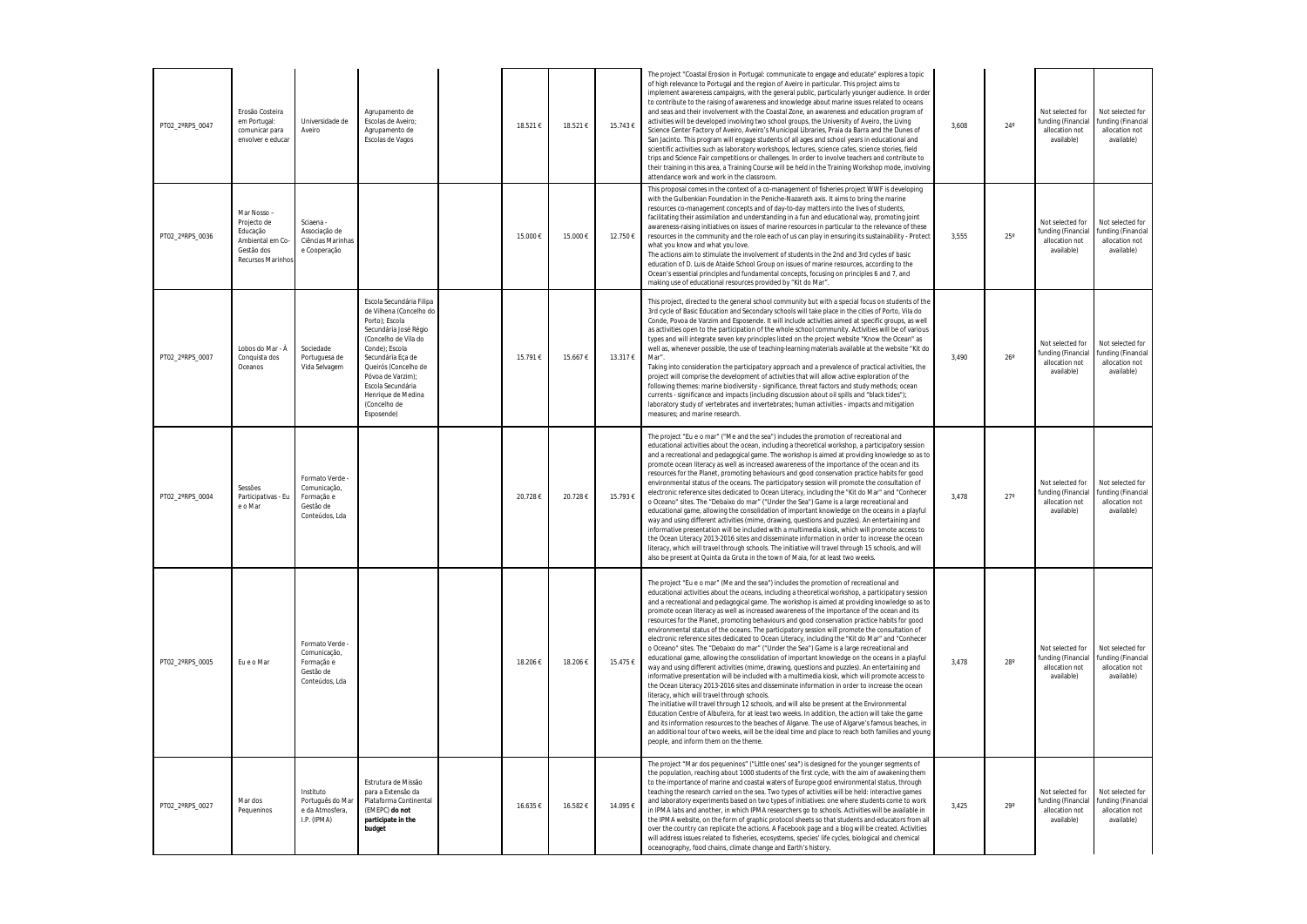| | | | | | | | | | | | | |
|---|---|---|---|---|---|---|---|---|---|---|---|---|
| PT02_2ªRPS_0047 | Erosão Costeira em Portugal: comunicar para envolver e educar | Universidade de Aveiro | Agrupamento de Escolas de Aveiro; Agrupamento de Escolas de Vagos | | 18.521 € | 18.521 € | 15.743 € | The project "Coastal Erosion in Portugal: communicate to engage and educate" explores a topic of high relevance to Portugal and the region of Aveiro in particular. This project aims to implement awareness campaigns, with the general public, particularly younger audience. In order to contribute to the raising of awareness and knowledge about marine issues related to oceans and seas and their involvement with the Coastal Zone, an awareness and education program of activities will be developed involving two school groups, the University of Aveiro, the Living Science Center Factory of Aveiro, Aveiro's Municipal Libraries, Praia da Barra and the Dunes of San Jacinto. This program will engage students of all ages and school years in educational and scientific activities such as laboratory workshops, lectures, science cafes, science stories, field trips and Science Fair competitions or challenges. In order to involve teachers and contribute to their training in this area, a Training Course will be held in the Training Workshop mode, involving attendance work and work in the classroom. | 3,608 | 24º | Not selected for funding (Financial allocation not available) | Not selected for funding (Financial allocation not available) |
| PT02_2ªRPS_0036 | Mar Nosso – Projecto de Educação Ambiental em Co-Gestão dos Recursos Marinhos | Sciaena - Associação de Ciências Marinhas e Cooperação | | | 15.000 € | 15.000 € | 12.750 € | This proposal comes in the context of a co-management of fisheries project WWF is developing with the Gulbenkian Foundation in the Peniche-Nazareth axis. It aims to bring the marine resources co-management concepts and of day-to-day matters into the lives of students, facilitating their assimilation and understanding in a fun and educational way, promoting joint awareness-raising initiatives on issues of marine resources in particular to the relevance of these resources in the community and the role each of us can play in ensuring its sustainability - Protect what you know and what you love.<br>The actions aim to stimulate the involvement of students in the 2nd and 3rd cycles of basic education of D. Luis de Ataide School Group on issues of marine resources, according to the Ocean's essential principles and fundamental concepts, focusing on principles 6 and 7, and making use of educational resources provided by "Kit do Mar". | 3,555 | 25º | Not selected for funding (Financial allocation not available) | Not selected for funding (Financial allocation not available) |
| PT02_2ªRPS_0007 | Lobos do Mar - À Conquista dos Oceanos | Sociedade Portuguesa de Vida Selvagem | Escola Secundária Filipa de Vilhena (Concelho do Porto); Escola Secundária José Régio (Concelho de Vila do Conde); Escola Secundária Eça de Queirós (Concelho de Póvoa de Varzim); Escola Secundária Henrique de Medina (Concelho de Esposende) | | 15.791 € | 15.667 € | 13.317 € | This project, directed to the general school community but with a special focus on students of the 3rd cycle of Basic Education and Secondary schools will take place in the cities of Porto, Vila do Conde, Povoa de Varzim and Esposende. It will include activities aimed at specific groups, as well as activities open to the participation of the whole school community. Activities will be of various types and will integrate seven key principles listed on the project website "Know the Ocean" as well as, whenever possible, the use of teaching-learning materials available at the website "Kit do Mar".<br>Taking into consideration the participatory approach and a prevalence of practical activities, the project will comprise the development of activities that will allow active exploration of the following themes: marine biodiversity - significance, threat factors and study methods; ocean currents - significance and impacts (including discussion about oil spills and "black tides"); laboratory study of vertebrates and invertebrates; human activities - impacts and mitigation measures; and marine research. | 3,490 | 26º | Not selected for funding (Financial allocation not available) | Not selected for funding (Financial allocation not available) |
| PT02_2ªRPS_0004 | Sessões Participativas - Eu e o Mar | Formato Verde - Comunicação, Formação e Gestão de Conteúdos, Lda | | | 20.728 € | 20.728 € | 15.793 € | The project "Eu e o mar" ("Me and the sea") includes the promotion of recreational and educational activities about the ocean, including a theoretical workshop, a participatory session and a recreational and pedagogical game. The workshop is aimed at providing knowledge so as to promote ocean literacy as well as increased awareness of the importance of the ocean and its resources for the Planet, promoting behaviours and good conservation practice habits for good environmental status of the oceans. The participatory session will promote the consultation of electronic reference sites dedicated to Ocean Literacy, including the "Kit do Mar" and "Conhecer o Oceano" sites. The "Debaixo do mar" ("Under the Sea") Game is a large recreational and educational game, allowing the consolidation of important knowledge on the oceans in a playful way and using different activities (mime, drawing, questions and puzzles). An entertaining and informative presentation will be included with a multimedia kiosk, which will promote access to the Ocean Literacy 2013-2016 sites and disseminate information in order to increase the ocean literacy, which will travel through schools. The initiative will travel through 15 schools, and will also be present at Quinta da Gruta in the town of Maia, for at least two weeks. | 3,478 | 27º | Not selected for funding (Financial allocation not available) | Not selected for funding (Financial allocation not available) |
| PT02_2ªRPS_0005 | Eu e o Mar | Formato Verde - Comunicação, Formação e Gestão de Conteúdos, Lda | | | 18.206 € | 18.206 € | 15.475 € | The project "Eu e o mar" (Me and the sea") includes the promotion of recreational and educational activities about the oceans, including a theoretical workshop, a participatory session and a recreational and pedagogical game. The workshop is aimed at providing knowledge so as to promote ocean literacy as well as increased awareness of the importance of the ocean and its resources for the Planet, promoting behaviours and good conservation practice habits for good environmental status of the oceans. The participatory session will promote the consultation of electronic reference sites dedicated to Ocean Literacy, including the "Kit do Mar" and "Conhecer o Oceano" sites. The "Debaixo do mar" ("Under the Sea") Game is a large recreational and educational game, allowing the consolidation of important knowledge on the oceans in a playful way and using different activities (mime, drawing, questions and puzzles). An entertaining and informative presentation will be included with a multimedia kiosk, which will promote access to the Ocean Literacy 2013-2016 sites and disseminate information in order to increase the ocean literacy, which will travel through schools.<br>The initiative will travel through 12 schools, and will also be present at the Environmental Education Centre of Albufeira, for at least two weeks. In addition, the action will take the game and its information resources to the beaches of Algarve. The use of Algarve's famous beaches, in an additional tour of two weeks, will be the ideal time and place to reach both families and young people, and inform them on the theme. | 3,478 | 28º | Not selected for funding (Financial allocation not available) | Not selected for funding (Financial allocation not available) |
| PT02_2ªRPS_0027 | Mar dos Pequeninos | Instituto Português do Mar e da Atmosfera, I.P. (IPMA) | Estrutura de Missão para a Extensão da Plataforma Continental (EMEPC) **do not participate in the budget** | | 16.635 € | 16.582 € | 14.095 € | The project "Mar dos pequeninos" ("Little ones' sea") is designed for the younger segments of the population, reaching about 1000 students of the first cycle, with the aim of awakening them to the importance of marine and coastal waters of Europe good environmental status, through teaching the research carried on the sea. Two types of activities will be held: interactive games and laboratory experiments based on two types of initiatives: one where students come to work in IPMA labs and another, in which IPMA researchers go to schools. Activities will be available in the IPMA website, on the form of graphic protocol sheets so that students and educators from all over the country can replicate the actions. A Facebook page and a blog will be created. Activities will address issues related to fisheries, ecosystems, species' life cycles, biological and chemical oceanography, food chains, climate change and Earth's history. | 3,425 | 29º | Not selected for funding (Financial allocation not available) | Not selected for funding (Financial allocation not available) |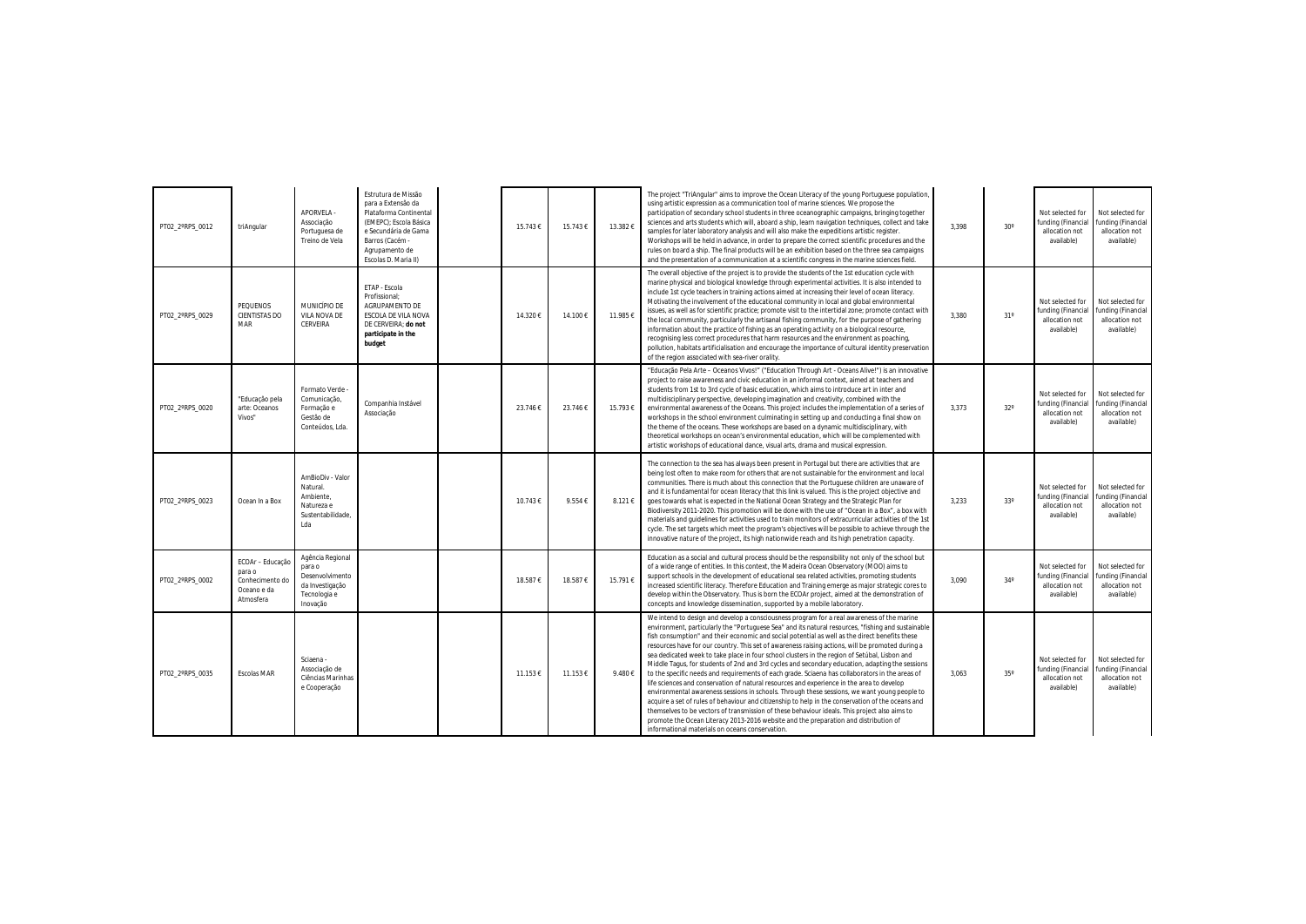| | | | | | | | | | | | | |
|---|---|---|---|---|---|---|---|---|---|---|---|---|
| PT02_2ªRPS_0012 | triAngular | APORVELA - Associação Portuguesa de Treino de Vela | Estrutura de Missão para a Extensão da Plataforma Continental (EMEPC); Escola Básica e Secundária de Gama Barros (Cacém - Agrupamento de Escolas D. Maria II) | | 15.743 € | 15.743 € | 13.382 € | The project "TriAngular" aims to improve the Ocean Literacy of the young Portuguese population, using artistic expression as a communication tool of marine sciences. We propose the participation of secondary school students in three oceanographic campaigns, bringing together sciences and arts students which will, aboard a ship, learn navigation techniques, collect and take samples for later laboratory analysis and will also make the expeditions artistic register. Workshops will be held in advance, in order to prepare the correct scientific procedures and the rules on board a ship. The final products will be an exhibition based on the three sea campaigns and the presentation of a communication at a scientific congress in the marine sciences field. | 3,398 | 30º | Not selected for funding (Financial allocation not available) | Not selected for funding (Financial allocation not available) |
| PT02_2ªRPS_0029 | PEQUENOS CIENTISTAS DO MAR | MUNICÍPIO DE VILA NOVA DE CERVEIRA | ETAP - Escola Profissional; AGRUPAMENTO DE ESCOLA DE VILA NOVA DE CERVEIRA; **do not participate in the budget** | | 14.320 € | 14.100 € | 11.985 € | The overall objective of the project is to provide the students of the 1st education cycle with marine physical and biological knowledge through experimental activities. It is also intended to include 1st cycle teachers in training actions aimed at increasing their level of ocean literacy. Motivating the involvement of the educational community in local and global environmental issues, as well as for scientific practice; promote visit to the intertidal zone; promote contact with the local community, particularly the artisanal fishing community, for the purpose of gathering information about the practice of fishing as an operating activity on a biological resource, recognising less correct procedures that harm resources and the environment as poaching, pollution, habitats artificialisation and encourage the importance of cultural identity preservation of the region associated with sea-river orality. | 3,380 | 31º | Not selected for funding (Financial allocation not available) | Not selected for funding (Financial allocation not available) |
| PT02_2ªRPS_0020 | "Educação pela arte: Oceanos Vivos" | Formato Verde - Comunicação, Formação e Gestão de Conteúdos, Lda. | Companhia Instável Associação | | 23.746 € | 23.746 € | 15.793 € | "Educação Pela Arte – Oceanos Vivos!" ("Education Through Art - Oceans Alive!") is an innovative project to raise awareness and civic education in an informal context, aimed at teachers and students from 1st to 3rd cycle of basic education, which aims to introduce art in inter and multidisciplinary perspective, developing imagination and creativity, combined with the environmental awareness of the Oceans. This project includes the implementation of a series of workshops in the school environment culminating in setting up and conducting a final show on the theme of the oceans. These workshops are based on a dynamic multidisciplinary, with theoretical workshops on ocean's environmental education, which will be complemented with artistic workshops of educational dance, visual arts, drama and musical expression. | 3,373 | 32º | Not selected for funding (Financial allocation not available) | Not selected for funding (Financial allocation not available) |
| PT02_2ªRPS_0023 | Ocean In a Box | AmBioDiv - Valor Natural, Ambiente, Natureza e Sustentabilidade, Lda | | | 10.743 € | 9.554 € | 8.121 € | The connection to the sea has always been present in Portugal but there are activities that are being lost often to make room for others that are not sustainable for the environment and local communities. There is much about this connection that the Portuguese children are unaware of and it is fundamental for ocean literacy that this link is valued. This is the project objective and goes towards what is expected in the National Ocean Strategy and the Strategic Plan for Biodiversity 2011-2020. This promotion will be done with the use of "Ocean in a Box", a box with materials and guidelines for activities used to train monitors of extracurricular activities of the 1st cycle. The set targets which meet the program's objectives will be possible to achieve through the innovative nature of the project, its high nationwide reach and its high penetration capacity. | 3,233 | 33º | Not selected for funding (Financial allocation not available) | Not selected for funding (Financial allocation not available) |
| PT02_2ªRPS_0002 | ECOAr – Educação para o Conhecimento do Oceano e da Atmosfera | Agência Regional para o Desenvolvimento da Investigação Tecnologia e Inovação | | | 18.587 € | 18.587 € | 15.791 € | Education as a social and cultural process should be the responsibility not only of the school but of a wide range of entities. In this context, the Madeira Ocean Observatory (MOO) aims to support schools in the development of educational sea related activities, promoting students increased scientific literacy. Therefore Education and Training emerge as major strategic cores to develop within the Observatory. Thus is born the ECOAr project, aimed at the demonstration of concepts and knowledge dissemination, supported by a mobile laboratory. | 3,090 | 34º | Not selected for funding (Financial allocation not available) | Not selected for funding (Financial allocation not available) |
| PT02_2ªRPS_0035 | Escolas MAR | Sciaena - Associação de Ciências Marinhas e Cooperação | | | 11.153 € | 11.153 € | 9.480 € | We intend to design and develop a consciousness program for a real awareness of the marine environment, particularly the "Portuguese Sea" and its natural resources, "fishing and sustainable fish consumption" and their economic and social potential as well as the direct benefits these resources have for our country. This set of awareness raising actions, will be promoted during a sea dedicated week to take place in four school clusters in the region of Setúbal, Lisbon and Middle Tagus, for students of 2nd and 3rd cycles and secondary education, adapting the sessions to the specific needs and requirements of each grade. Sciaena has collaborators in the areas of life sciences and conservation of natural resources and experience in the area to develop environmental awareness sessions in schools. Through these sessions, we want young people to acquire a set of rules of behaviour and citizenship to help in the conservation of the oceans and themselves to be vectors of transmission of these behaviour ideals. This project also aims to promote the Ocean Literacy 2013-2016 website and the preparation and distribution of informational materials on oceans conservation. | 3,063 | 35º | Not selected for funding (Financial allocation not available) | Not selected for funding (Financial allocation not available) |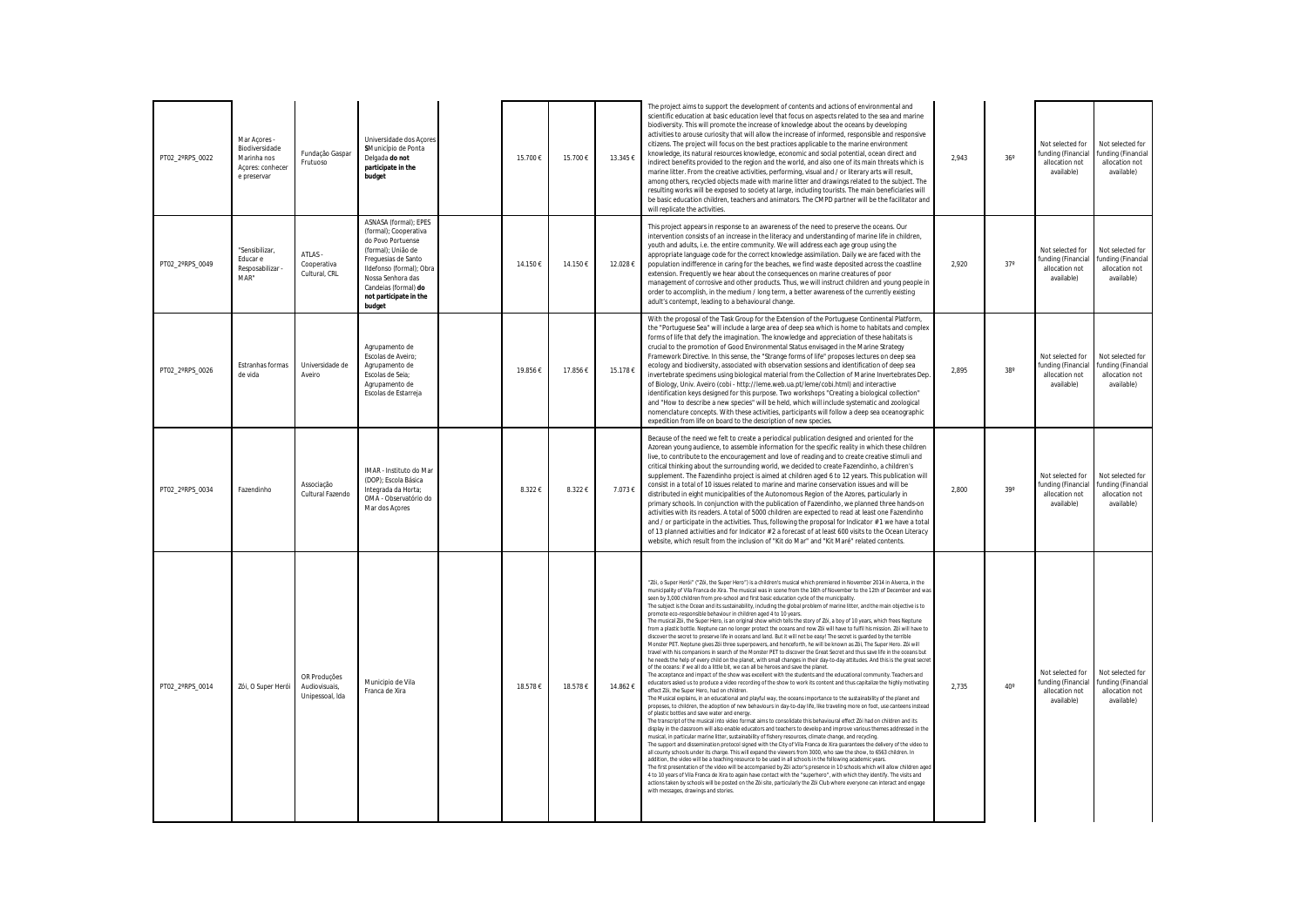| | | | | | | | | | | | | |
|---|---|---|---|---|---|---|---|---|---|---|---|---|
| PT02_2ªRPS_0022 | Mar Açores - Biodiversidade Marinha nos Açores: conhecer e preservar | Fundação Gaspar Frutuoso | Universidade dos Açores SMunicípio de Ponta Delgada **do not participate in the budget** | | 15.700 € | 15.700 € | 13.345 € | The project aims to support the development of contents and actions of environmental and scientific education at basic education level that focus on aspects related to the sea and marine biodiversity. This will promote the increase of knowledge about the oceans by developing activities to arouse curiosity that will allow the increase of informed, responsible and responsive citizens. The project will focus on the best practices applicable to the marine environment knowledge, its natural resources knowledge, economic and social potential, ocean direct and indirect benefits provided to the region and the world, and also one of its main threats which is marine litter. From the creative activities, performing, visual and / or literary arts will result, among others, recycled objects made with marine litter and drawings related to the subject. The resulting works will be exposed to society at large, including tourists. The main beneficiaries will be basic education children, teachers and animators. The CMPD partner will be the facilitator and will replicate the activities. | 2,943 | 36º | Not selected for funding (Financial allocation not available) | Not selected for funding (Financial allocation not available) |
| PT02_2ªRPS_0049 | "Sensibilizar, Educar e Resposabilizar - MAR" | ATLAS - Cooperativa Cultural, CRL | ASNASA (formal); EPES (formal); Cooperativa do Povo Portuense (formal); União de Freguesias de Santo Ildefonso (formal); Obra Nossa Senhora das Candeias (formal) **do not participate in the budget** | | 14.150 € | 14.150 € | 12.028 € | This project appears in response to an awareness of the need to preserve the oceans. Our intervention consists of an increase in the literacy and understanding of marine life in children, youth and adults, i.e. the entire community. We will address each age group using the appropriate language code for the correct knowledge assimilation. Daily we are faced with the population indifference in caring for the beaches, we find waste deposited across the coastline extension. Frequently we hear about the consequences on marine creatures of poor management of corrosive and other products. Thus, we will instruct children and young people in order to accomplish, in the medium / long term, a better awareness of the currently existing adult's contempt, leading to a behavioural change. | 2,920 | 37º | Not selected for funding (Financial allocation not available) | Not selected for funding (Financial allocation not available) |
| PT02_2ªRPS_0026 | Estranhas formas de vida | Universidade de Aveiro | Agrupamento de Escolas de Aveiro; Agrupamento de Escolas de Seia; Agrupamento de Escolas de Estarreja | | 19.856 € | 17.856 € | 15.178 € | With the proposal of the Task Group for the Extension of the Portuguese Continental Platform, the "Portuguese Sea" will include a large area of deep sea which is home to habitats and complex forms of life that defy the imagination. The knowledge and appreciation of these habitats is crucial to the promotion of Good Environmental Status envisaged in the Marine Strategy Framework Directive. In this sense, the "Strange forms of life" proposes lectures on deep sea ecology and biodiversity, associated with observation sessions and identification of deep sea invertebrate specimens using biological material from the Collection of Marine Invertebrates Dep. of Biology, Univ. Aveiro (cobi - http://leme.web.ua.pt/leme/cobi.html) and interactive identification keys designed for this purpose. Two workshops "Creating a biological collection" and "How to describe a new species" will be held, which will include systematic and zoological nomenclature concepts. With these activities, participants will follow a deep sea oceanographic expedition from life on board to the description of new species. | 2,895 | 38º | Not selected for funding (Financial allocation not available) | Not selected for funding (Financial allocation not available) |
| PT02_2ªRPS_0034 | Fazendinho | Associação Cultural Fazendo | IMAR - Instituto do Mar (DOP); Escola Básica Integrada da Horta; OMA - Observatório do Mar dos Açores | | 8.322 € | 8.322 € | 7.073 € | Because of the need we felt to create a periodical publication designed and oriented for the Azorean young audience, to assemble information for the specific reality in which these children live, to contribute to the encouragement and love of reading and to create creative stimuli and critical thinking about the surrounding world, we decided to create Fazendinho, a children's supplement. The Fazendinho project is aimed at children aged 6 to 12 years. This publication will consist in a total of 10 issues related to marine and marine conservation issues and will be distributed in eight municipalities of the Autonomous Region of the Azores, particularly in primary schools. In conjunction with the publication of Fazendinho, we planned three hands-on activities with its readers. A total of 5000 children are expected to read at least one Fazendinho and / or participate in the activities. Thus, following the proposal for Indicator #1 we have a total of 13 planned activities and for Indicator #2 a forecast of at least 600 visits to the Ocean Literacy website, which result from the inclusion of "Kit do Mar" and "Kit Maré" related contents. | 2,800 | 39º | Not selected for funding (Financial allocation not available) | Not selected for funding (Financial allocation not available) |
| PT02_2ªRPS_0014 | Zói, O Super Herói | OR Produções Audiovisuais, Unipessoal, lda | Municipio de Vila Franca de Xira | | 18.578 € | 18.578 € | 14.862 € | "Zói, o Super Herói" ("Zói, the Super Hero") is a children's musical which premiered in November 2014 in Alverca, in the municipality of Vila Franca de Xira. The musical was in scene from the 16th of November to the 12th of December and was seen by 3,000 children from pre-school and first basic education cycle of the municipality. The subject is the Ocean and its sustainability, including the global problem of marine litter, and the main objective is to promote eco-responsible behaviour in children aged 4 to 10 years. The musical Zói, the Super Hero, is an original show which tells the story of Zói, a boy of 10 years, which frees Neptune from a plastic bottle. Neptune can no longer protect the oceans and now Zói will have to fulfil his mission. Zói will have to discover the secret to preserve life in oceans and land. But it will not be easy! The secret is guarded by the terrible Monster PET. Neptune gives Zói three superpowers, and henceforth, he will be known as Zói, The Super Hero. Zói will travel with his companions in search of the Monster PET to discover the Great Secret and thus save life in the oceans but he needs the help of every child on the planet, with small changes in their day-to-day attitudes. And this is the great secret of the oceans: if we all do a little bit, we can all be heroes and save the planet. The acceptance and impact of the show was excellent with the students and the educational community. Teachers and educators asked us to produce a video recording of the show to work its content and thus capitalize the highly motivating effect Zói, the Super Hero, had on children. The Musical explains, in an educational and playful way, the oceans importance to the sustainability of the planet and proposes, to children, the adoption of new behaviours in day-to-day life, like traveling more on foot, use canteens instead of plastic bottles and save water and energy. The transcript of the musical into video format aims to consolidate this behavioural effect Zói had on children and its display in the classroom will also enable educators and teachers to develop and improve various themes addressed in the musical, in particular marine litter, sustainability of fishery resources, climate change, and recycling. The support and dissemination protocol signed with the City of Vila Franca de Xira guarantees the delivery of the video to all county schools under its charge. This will expand the viewers from 3000, who saw the show, to 6563 children. In addition, the video will be a teaching resource to be used in all schools in the following academic years. The first presentation of the video will be accompanied by Zói actor's presence in 10 schools which will allow children aged 4 to 10 years of Vila Franca de Xira to again have contact with the "superhero", with which they identify. The visits and actions taken by schools will be posted on the Zói site, particularly the Zói Club where everyone can interact and engage with messages, drawings and stories. | 2,735 | 40º | Not selected for funding (Financial allocation not available) | Not selected for funding (Financial allocation not available) |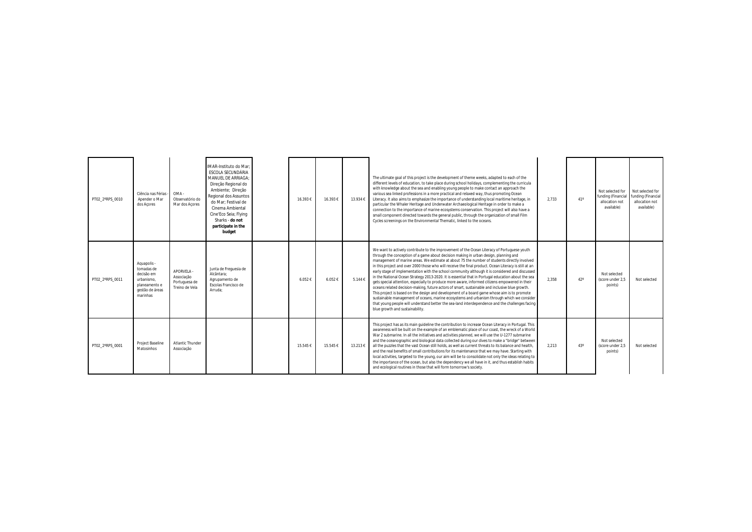| | | | | | | | | | | | | |
|---|---|---|---|---|---|---|---|---|---|---|---|---|
| PT02_2ªRPS_0010 | Ciência nas Férias - Apender o Mar dos Açores | OMA - Observatório do Mar dos Açores | IMAR-Instituto do Mar; ESCOLA SECUNDÁRIA MANUEL DE ARRIAGA; Direção Regional do Ambiente; Direção Regional dos Assuntos do Mar; Festival de Cinema Ambiental Cine'Eco Seia; Flying Sharks - **do not participate in the budget** | | 16.393 € | 16.393 € | 13.934 € | The ultimate goal of this project is the development of theme weeks, adapted to each of the different levels of education, to take place during school holidays, complementing the curricula with knowledge about the sea and enabling young people to make contact an approach the various sea linked professions in a more practical and relaxed way, thus promoting Ocean Literacy. It also aims to emphasize the importance of understanding local maritime heritage, in particular the Whaler Heritage and Underwater Archaeological Heritage in order to make a connection to the importance of marine ecosystems conservation. This project will also have a small component directed towards the general public, through the organization of small Film Cycles screenings on the Environmental Thematic, linked to the oceans. | 2,733 | 41º | Not selected for funding (Financial allocation not available) | Not selected for funding (Financial allocation not available) |
| PT02_2ªRPS_0011 | Aquapolis - tomadas de decisão em urbanismo, planeamento e gestão de áreas marinhas | APORVELA - Associação Portuguesa de Treino de Vela | Junta de Freguesia de Alcântara; Agrupamento de Escolas Francisco de Arruda; | | 6.052 € | 6.052 € | 5.144 € | We want to actively contribute to the improvement of the Ocean Literacy of Portuguese youth through the conception of a game about decision making in urban design, planning and management of marine areas. We estimate at about 75 the number of students directly involved in this project and over 2000 those who will receive the final product. Ocean Literacy is still at an early stage of implementation with the school community although it is considered and discussed in the National Ocean Strategy 2013-2020. It is essential that in Portugal education about the sea gets special attention, especially to produce more aware, informed citizens empowered in their oceans related decision-making, future actors of smart, sustainable and inclusive blue growth. This project is based on the design and development of a board game whose aim is to promote sustainable management of oceans, marine ecosystems and urbanism through which we consider that young people will understand better the sea-land interdependence and the challenges facing blue growth and sustainability. | 2,358 | 42º | Not selected (score under 2,5 points) | Not selected |
| PT02_2ªRPS_0001 | Project Baseline Matosinhos | Atlantic Thunder Associação | | | 15.545 € | 15.545 € | 13.213 € | This project has as its main guideline the contribution to increase Ocean Literacy in Portugal. This awareness will be built on the example of an emblematic place of our coast, the wreck of a World War 2 submarine. In all the initiatives and activities planned, we will use the U-1277 submarine and the oceanographic and biological data collected during our dives to make a "bridge" between all the puzzles that the vast Ocean still holds, as well as current threats to its balance and health, and the real benefits of small contributions for its maintenance that we may have. Starting with local activities, targeted to the young, our aim will be to consolidate not only the ideas relating to the importance of the ocean, but also the dependency we all have in it, and thus establish habits and ecological routines in those that will form tomorrow's society. | 2,213 | 43º | Not selected (score under 2,5 points) | Not selected |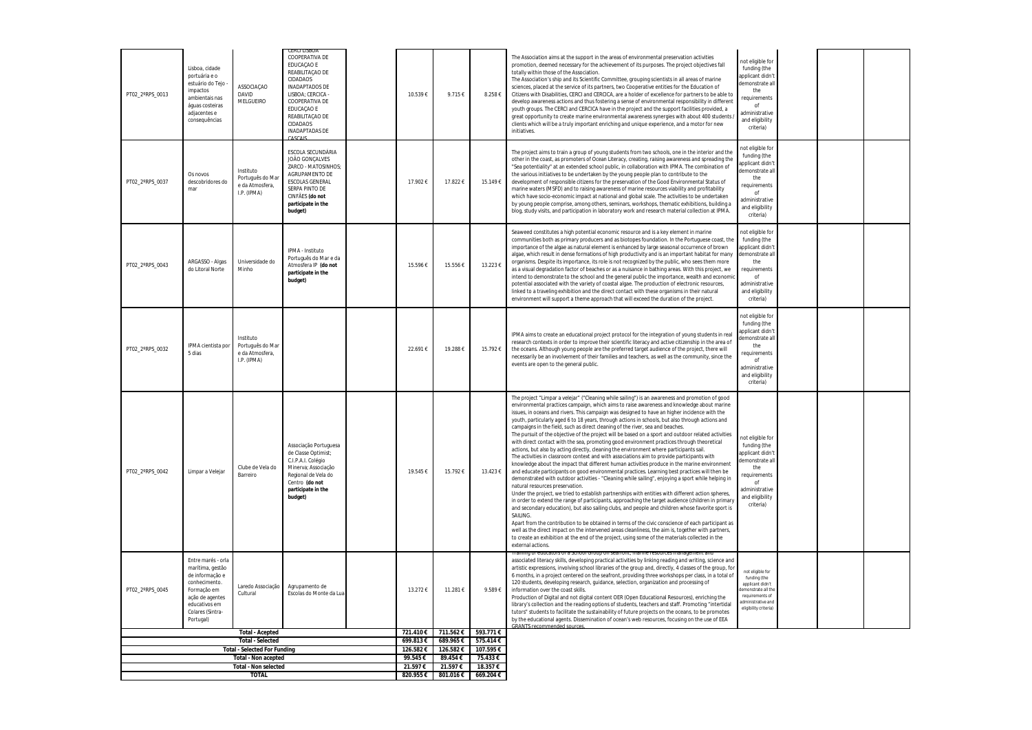| | | | | | | | | | | | | | |
|---|---|---|---|---|---|---|---|---|---|---|---|---|---|
| PT02_2ªRPS_0013 | Lisboa, cidade portuária e o estuário do Tejo - impactos ambientais nas águas costeiras adjacentes e consequências | ASSOCIAÇAO DAVID MELGUEIRO | CERCI LISBOA - COOPERATIVA DE EDUCAÇAO E REABILITAÇAO DE CIDADAOS INADAPTADOS DE LISBOA; CERCICA - COOPERATIVA DE EDUCAÇAO E REABILITAÇAO DE CIDADOS INADAPTADAS DE CASCAIS | | 10.539 € | 9.715 € | 8.258 € | The Association aims at the support in the areas of environmental preservation activities promotion, deemed necessary for the achievement of its purposes. The project objectives fall totally within those of the Association. The Association's ship and its Scientific Committee, grouping scientists in all areas of marine sciences, placed at the service of its partners, two Cooperative entities for the Education of Citizens with Disabilities, CERCI and CERCICA, are a holder of excellence for partners to be able to develop awareness actions and thus fostering a sense of environmental responsibility in different youth groups. The CERCI and CERCICA have in the project and the support facilities provided, a great opportunity to create marine environmental awareness synergies with about 400 students / clients which will be a truly important enriching and unique experience, and a motor for new initiatives. | not eligible for funding (the applicant didn't demonstrate all the requirements of administrative and eligibility criteria) | | | |
| PT02_2ªRPS_0037 | Os novos descobridores do mar | Instituto Português do Mar e da Atmosfera, I.P. (IPMA) | ESCOLA SECUNDÁRIA JOÃO GONÇALVES ZARCO - MATOSINHOS; AGRUPAMENTO DE ESCOLAS GENERAL SERPA PINTO DE CINFÃES **(do not participate in the budget)** | | 17.902 € | 17.822 € | 15.149 € | The project aims to train a group of young students from two schools, one in the interior and the other in the coast, as promoters of Ocean Literacy, creating, raising awareness and spreading the "Sea potentiality" at an extended school public, in collaboration with IPMA. The combination of the various initiatives to be undertaken by the young people plan to contribute to the development of responsible citizens for the preservation of the Good Environmental Status of marine waters (MSFD) and to raising awareness of marine resources viability and profitability which have socio-economic impact at national and global scale. The activities to be undertaken by young people comprise, among others, seminars, workshops, thematic exhibitions, building a blog, study visits, and participation in laboratory work and research material collection at IPMA. | not eligible for funding (the applicant didn't demonstrate all the requirements of administrative and eligibility criteria) | | | |
| PT02_2ªRPS_0043 | ARGASSO - Algas do Litoral Norte | Universidade do Minho | IPMA - Instituto Português do Mar e da Atmosfera IP **(do not participate in the budget)** | | 15.596 € | 15.556 € | 13.223 € | Seaweed constitutes a high potential economic resource and is a key element in marine communities both as primary producers and as biotopes foundation. In the Portuguese coast, the importance of the algae as natural element is enhanced by large seasonal occurrence of brown algae, which result in dense formations of high productivity and is an important habitat for many organisms. Despite its importance, its role is not recognized by the public, who sees them more as a visual degradation factor of beaches or as a nuisance in bathing areas. With this project, we intend to demonstrate to the school and the general public the importance, wealth and economic potential associated with the variety of coastal algae. The production of electronic resources, linked to a traveling exhibition and the direct contact with these organisms in their natural environment will support a theme approach that will exceed the duration of the project. | not eligible for funding (the applicant didn't demonstrate all the requirements of administrative and eligibility criteria) | | | |
| PT02_2ªRPS_0032 | IPMA cientista por 5 dias | Instituto Português do Mar e da Atmosfera, I.P. (IPMA) | | | 22.691 € | 19.288 € | 15.792 € | IPMA aims to create an educational project protocol for the integration of young students in real research contexts in order to improve their scientific literacy and active citizenship in the area of the oceans. Although young people are the preferred target audience of the project, there will necessarily be an involvement of their families and teachers, as well as the community, since the events are open to the general public. | not eligible for funding (the applicant didn't demonstrate all the requirements of administrative and eligibility criteria) | | | |
| PT02_2ªRPS_0042 | Limpar a Velejar | Clube de Vela do Barreiro | Associação Portuguesa de Classe Optimist; C.I.P.A.I. Colégio Minerva; Associação Regional de Vela do Centro **(do not participate in the budget)** | | 19.545 € | 15.792 € | 13.423 € | The project "Limpar a velejar" ("Cleaning while sailing") is an awareness and promotion of good environmental practices campaign, which aims to raise awareness and knowledge about marine issues, in oceans and rivers. This campaign was designed to have an higher incidence with the youth, particularly aged 6 to 18 years, through actions in schools, but also through actions and campaigns in the field, such as direct cleaning of the river, sea and beaches. The pursuit of the objective of the project will be based on a sport and outdoor related activities with direct contact with the sea, promoting good environment practices through theoretical actions, but also by acting directly, cleaning the environment where participants sail. The activities in classroom context and with associations aim to provide participants with knowledge about the impact that different human activities produce in the marine environment and educate participants on good environmental practices. Learning best practices will then be demonstrated with outdoor activities - "Cleaning while sailing", enjoying a sport while helping in natural resources preservation. Under the project, we tried to establish partnerships with entities with different action spheres, in order to extend the range of participants, approaching the target audience (children in primary and secondary education), but also sailing clubs, and people and children whose favorite sport is SAILING. Apart from the contribution to be obtained in terms of the civic conscience of each participant as well as the direct impact on the intervened areas cleanliness, the aim is, together with partners, to create an exhibition at the end of the project, using some of the materials collected in the external actions. | not eligible for funding (the applicant didn't demonstrate all the requirements of administrative and eligibility criteria) | | | |
| PT02_2ªRPS_0045 | Entre marés - orla marítima, gestão de informação e conhecimento. Formação em ação de agentes educativos em Colares (Sintra-Portugal) | Laredo Associação Cultural | Agrupamento de Escolas do Monte da Lua | | 13.272 € | 11.281 € | 9.589 € | Training of educators of a school group on seafront, marine resources management and associated literacy skills, developing practical activities by linking reading and writing, science and artistic expressions, involving school libraries of the group and, directly, 4 classes of the group, for 6 months, in a project centered on the seafront, providing three workshops per class, in a total of 120 students, developing research, guidance, selection, organization and processing of information over the coast skills. Production of Digital and not digital content OER (Open Educational Resources), enriching the library's collection and the reading options of students, teachers and staff. Promoting "intertidal tutors" students to facilitate the sustainability of future projects on the oceans, to be promotes by the educational agents. Dissemination of ocean's web resources, focusing on the use of EEA GRANTS recommended sources. | not eligible for funding (the applicant didn't demonstrate all the requirements of administrative and eligibility criteria) | | | |
| **Total - Acepted** | | | | | **721.410 €** | **711.562 €** | **593.771 €** | | | | | |
| **Total - Selected** | | | | | **699.813 €** | **689.965 €** | **575.414 €** | | | | | |
| **Total - Selected For Funding** | | | | | **126.582 €** | **126.582 €** | **107.595 €** | | | | | |
| **Total - Non acepted** | | | | | **99.545 €** | **89.454 €** | **75.433 €** | | | | | |
| **Total - Non selected** | | | | | **21.597 €** | **21.597 €** | **18.357 €** | | | | | |
| **TOTAL** | | | | | **820.955 €** | **801.016 €** | **669.204 €** | | | | | |